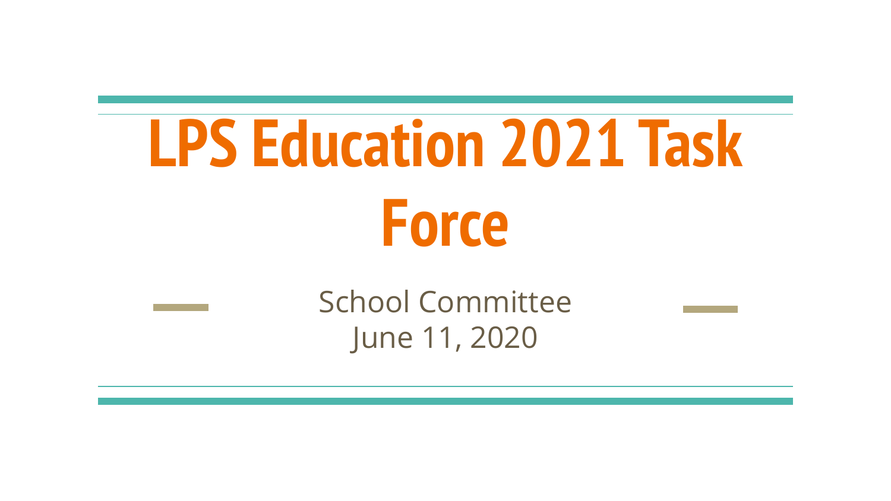# LPS Education 2021 Task Force

School Committee

June 11, 2020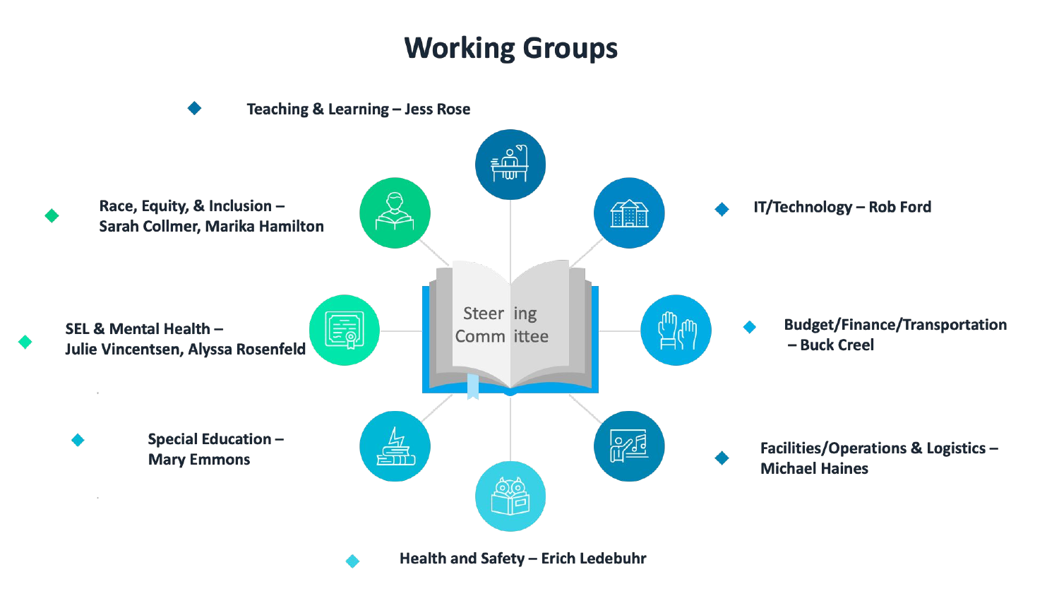# Working Groups

- Teaching & Learning – Jess Rose
- Race, Equity, & Inclusion – Sarah Collmer, Marika Hamilton
- IT/Technology – Rob Ford
- SEL & Mental Health – Julie Vincentsen, Alyssa Rosenfeld
- Budget/Finance/Transportation – Buck Creel
- Special Education – Mary Emmons
- Facilities/Operations & Logistics – Michael Haines
- Health and Safety – Erich Ledebuhr

Steering Committee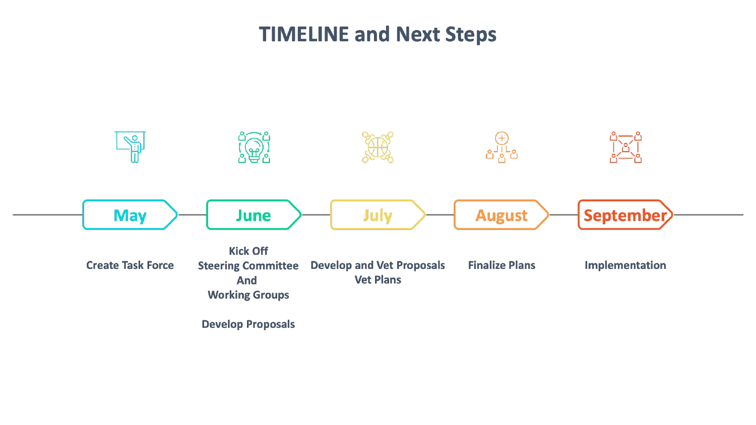# TIMELINE and Next Steps

| May | June | July | August | September |
| --- | --- | --- | --- | --- |
| Create Task Force | Kick Off Steering Committee And Working Groups<br><br>Develop Proposals | Develop and Vet Proposals<br>Vet Plans | Finalize Plans | Implementation |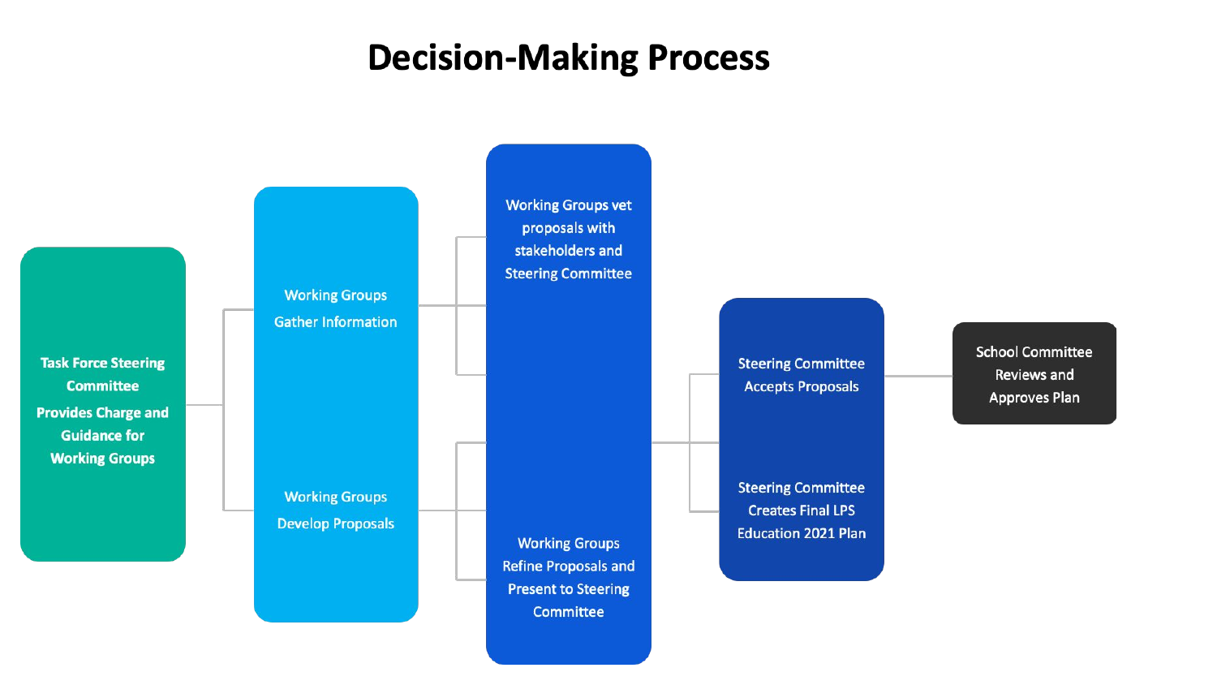# Decision-Making Process

- **Task Force Steering Committee Provides Charge and Guidance for Working Groups**
  - Working Groups Gather Information
  - Working Groups Develop Proposals
- Working Groups vet proposals with stakeholders and Steering Committee
- Working Groups Refine Proposals and Present to Steering Committee
- Steering Committee Accepts Proposals
- Steering Committee Creates Final LPS Education 2021 Plan
- School Committee Reviews and Approves Plan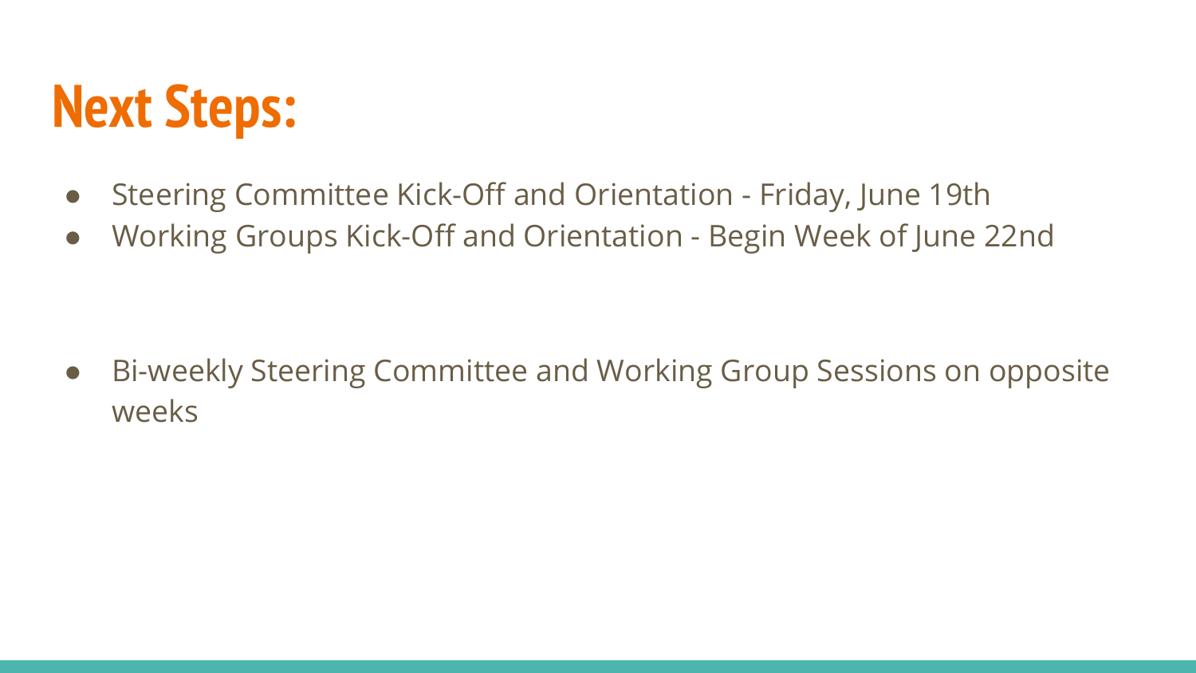# Next Steps:

- Steering Committee Kick-Off and Orientation - Friday, June 19th
- Working Groups Kick-Off and Orientation - Begin Week of June 22nd

- Bi-weekly Steering Committee and Working Group Sessions on opposite weeks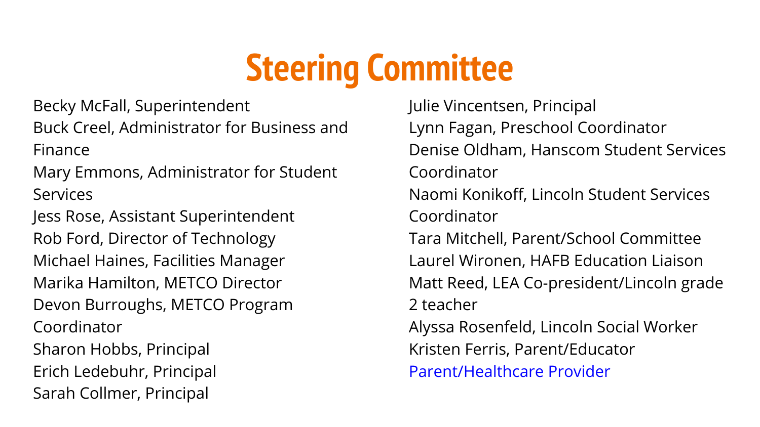# Steering Committee

Becky McFall, Superintendent
Buck Creel, Administrator for Business and Finance
Mary Emmons, Administrator for Student Services
Jess Rose, Assistant Superintendent
Rob Ford, Director of Technology
Michael Haines, Facilities Manager
Marika Hamilton, METCO Director
Devon Burroughs, METCO Program Coordinator
Sharon Hobbs, Principal
Erich Ledebuhr, Principal
Sarah Collmer, Principal
Julie Vincentsen, Principal
Lynn Fagan, Preschool Coordinator
Denise Oldham, Hanscom Student Services Coordinator
Naomi Konikoff, Lincoln Student Services Coordinator
Tara Mitchell, Parent/School Committee
Laurel Wironen, HAFB Education Liaison
Matt Reed, LEA Co-president/Lincoln grade 2 teacher
Alyssa Rosenfeld, Lincoln Social Worker
Kristen Ferris, Parent/Educator
Parent/Healthcare Provider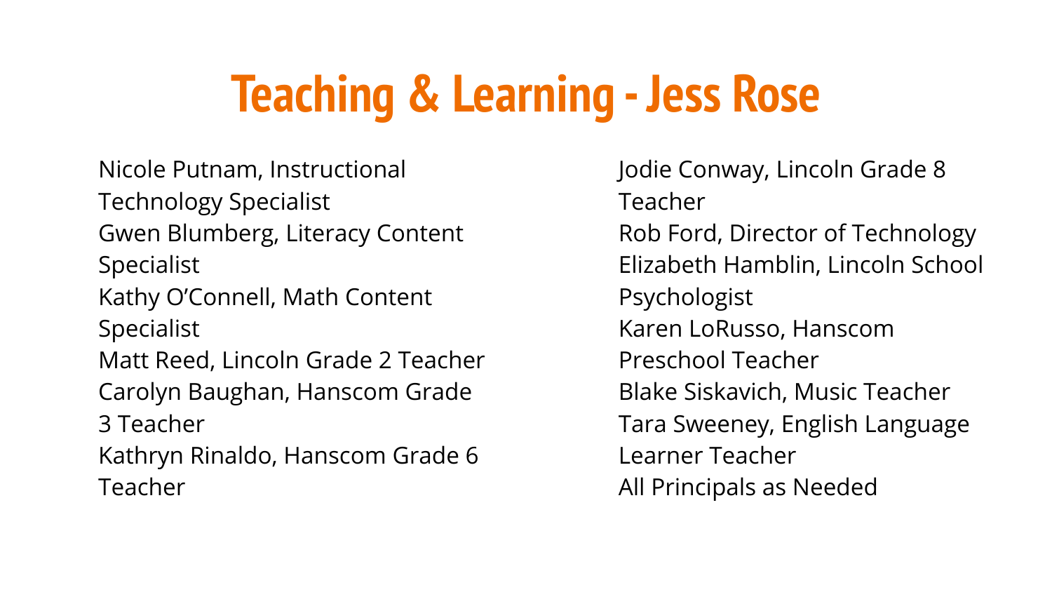# Teaching & Learning - Jess Rose

Nicole Putnam, Instructional Technology Specialist
Gwen Blumberg, Literacy Content Specialist
Kathy O'Connell, Math Content Specialist
Matt Reed, Lincoln Grade 2 Teacher
Carolyn Baughan, Hanscom Grade 3 Teacher
Kathryn Rinaldo, Hanscom Grade 6 Teacher
Jodie Conway, Lincoln Grade 8 Teacher
Rob Ford, Director of Technology
Elizabeth Hamblin, Lincoln School Psychologist
Karen LoRusso, Hanscom Preschool Teacher
Blake Siskavich, Music Teacher
Tara Sweeney, English Language Learner Teacher
All Principals as Needed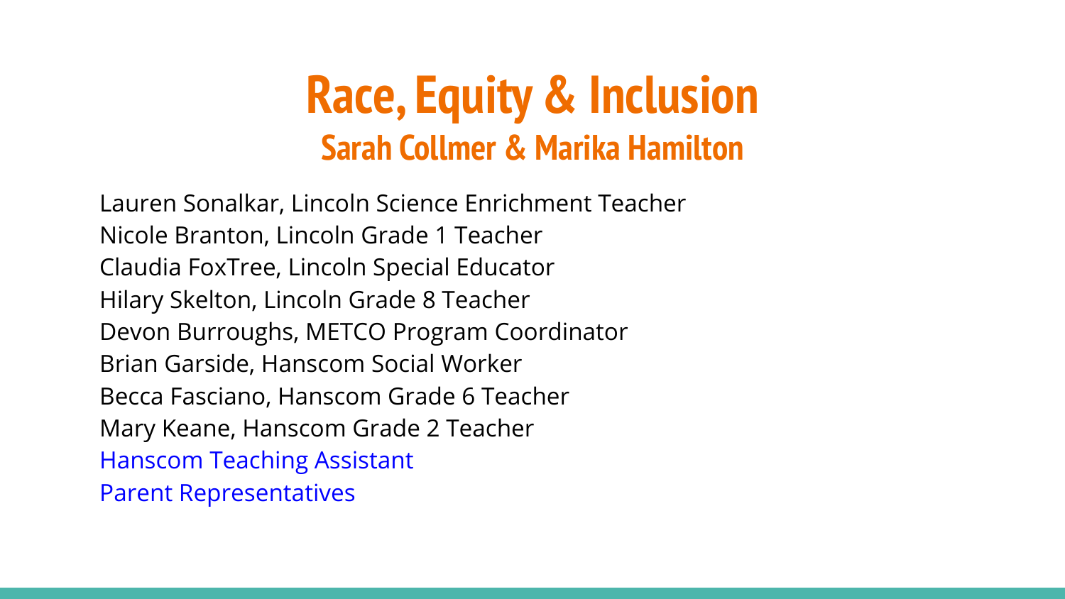# Race, Equity & Inclusion

## Sarah Collmer & Marika Hamilton

Lauren Sonalkar, Lincoln Science Enrichment Teacher
Nicole Branton, Lincoln Grade 1 Teacher
Claudia FoxTree, Lincoln Special Educator
Hilary Skelton, Lincoln Grade 8 Teacher
Devon Burroughs, METCO Program Coordinator
Brian Garside, Hanscom Social Worker
Becca Fasciano, Hanscom Grade 6 Teacher
Mary Keane, Hanscom Grade 2 Teacher
Hanscom Teaching Assistant
Parent Representatives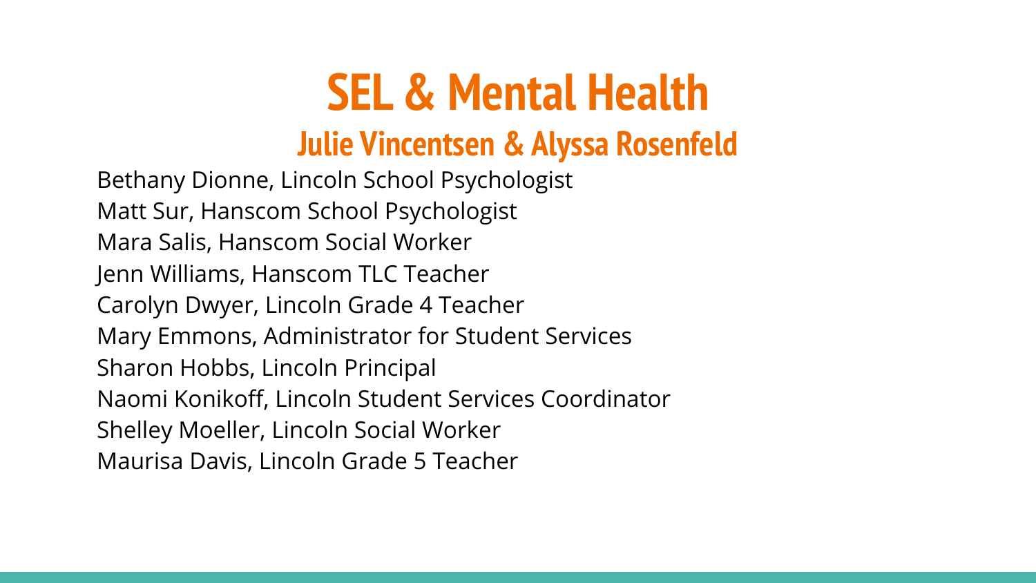# SEL & Mental Health

## Julie Vincentsen & Alyssa Rosenfeld

Bethany Dionne, Lincoln School Psychologist
Matt Sur, Hanscom School Psychologist
Mara Salis, Hanscom Social Worker
Jenn Williams, Hanscom TLC Teacher
Carolyn Dwyer, Lincoln Grade 4 Teacher
Mary Emmons, Administrator for Student Services
Sharon Hobbs, Lincoln Principal
Naomi Konikoff, Lincoln Student Services Coordinator
Shelley Moeller, Lincoln Social Worker
Maurisa Davis, Lincoln Grade 5 Teacher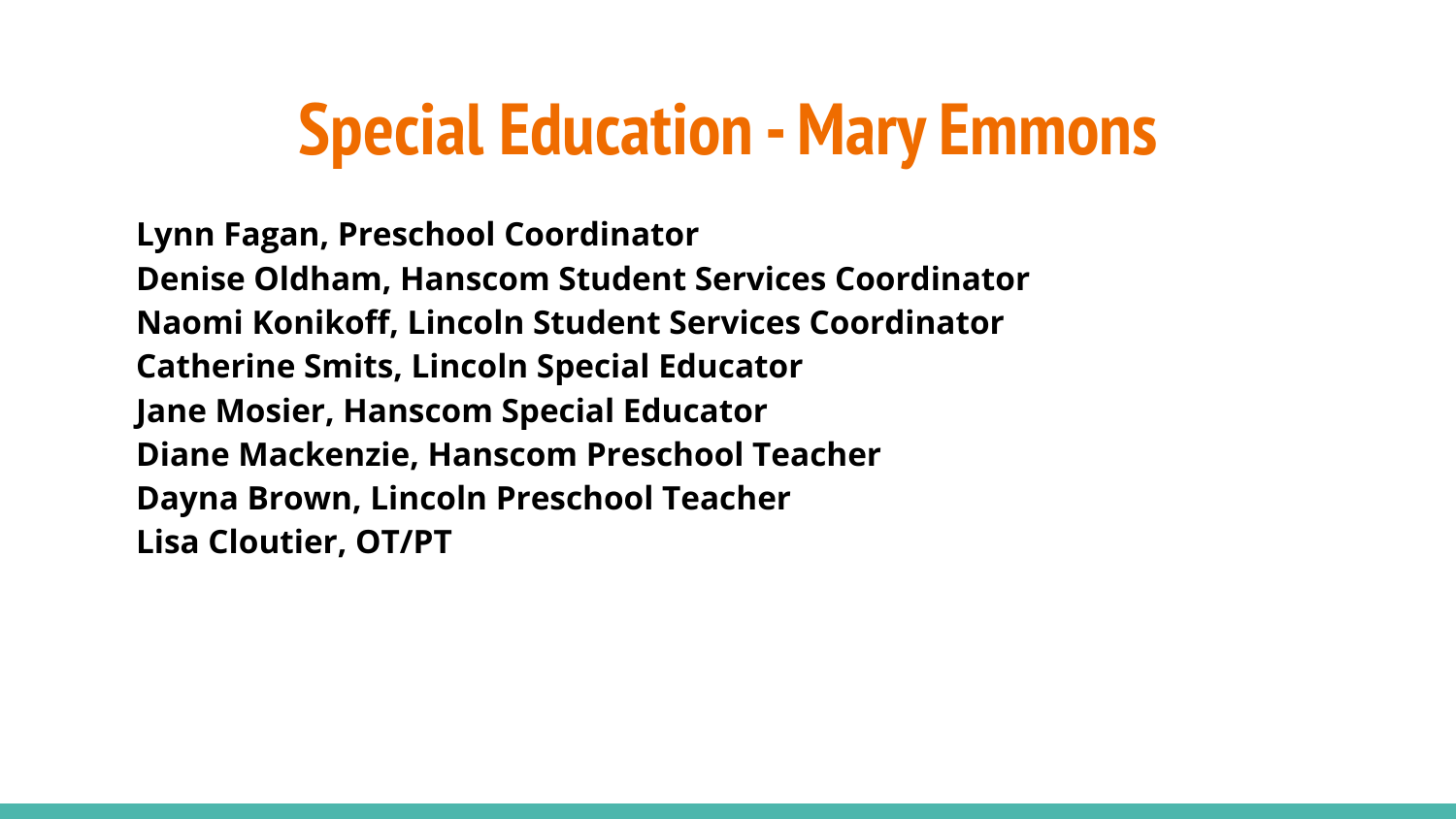# Special Education - Mary Emmons

**Lynn Fagan, Preschool Coordinator**
**Denise Oldham, Hanscom Student Services Coordinator**
**Naomi Konikoff, Lincoln Student Services Coordinator**
**Catherine Smits, Lincoln Special Educator**
**Jane Mosier, Hanscom Special Educator**
**Diane Mackenzie, Hanscom Preschool Teacher**
**Dayna Brown, Lincoln Preschool Teacher**
**Lisa Cloutier, OT/PT**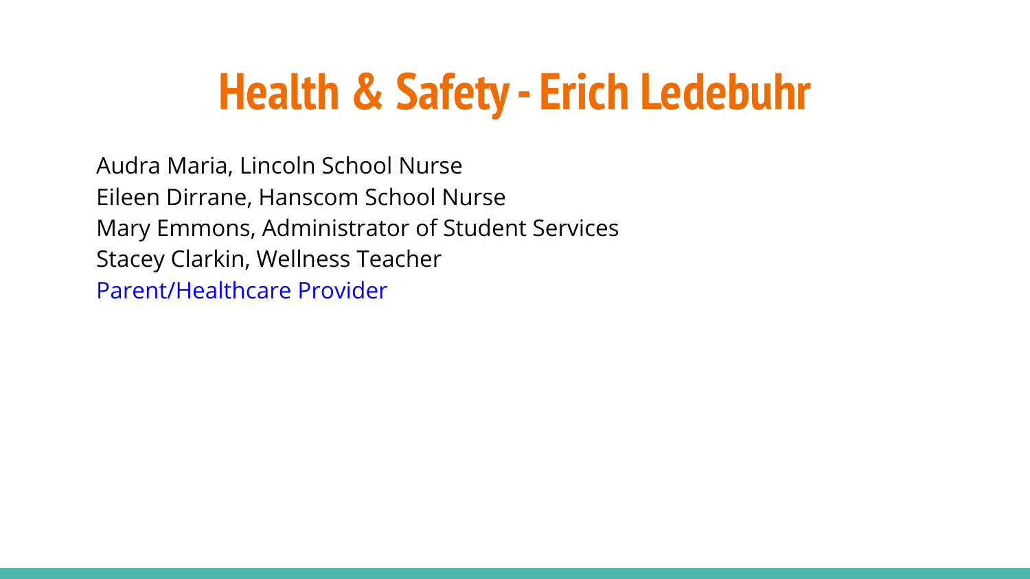# Health & Safety - Erich Ledebuhr

Audra Maria, Lincoln School Nurse
Eileen Dirrane, Hanscom School Nurse
Mary Emmons, Administrator of Student Services
Stacey Clarkin, Wellness Teacher
Parent/Healthcare Provider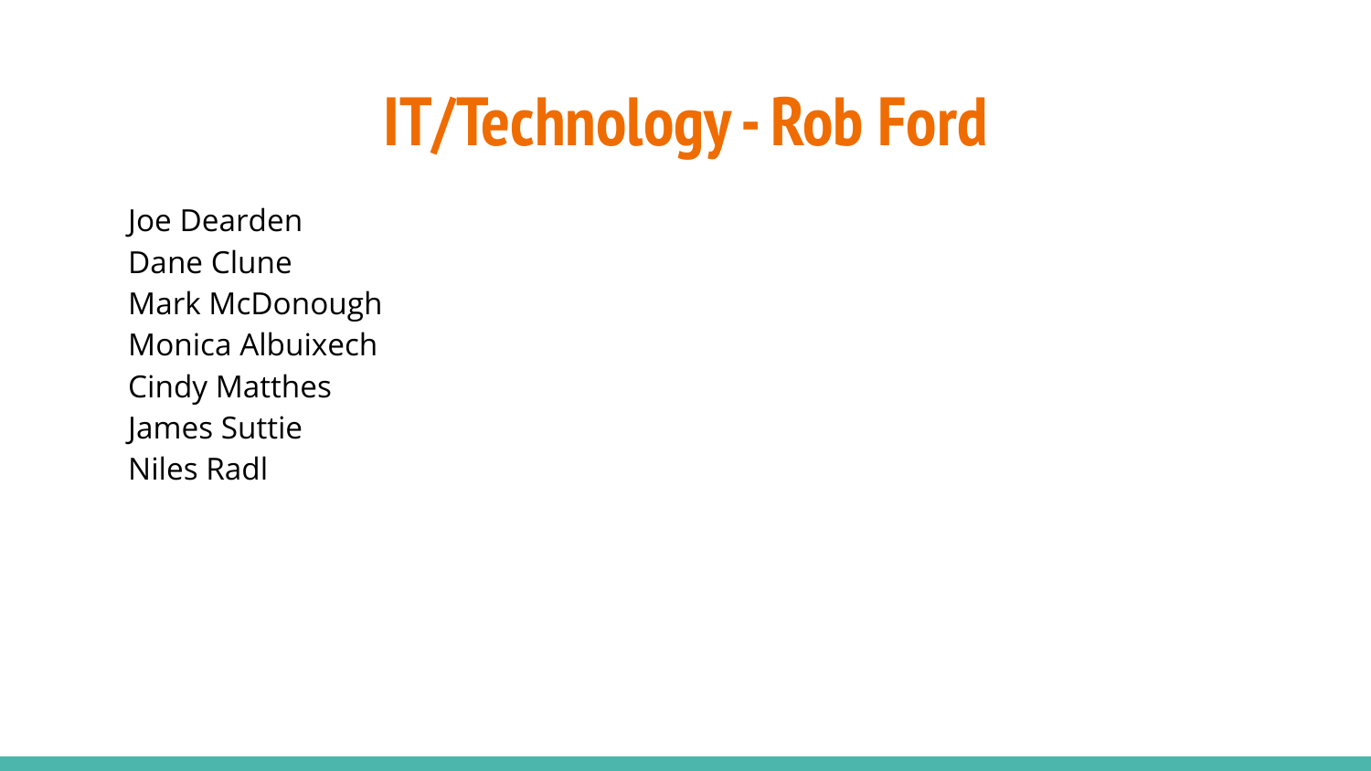# IT/Technology - Rob Ford

Joe Dearden
Dane Clune
Mark McDonough
Monica Albuixech
Cindy Matthes
James Suttie
Niles Radl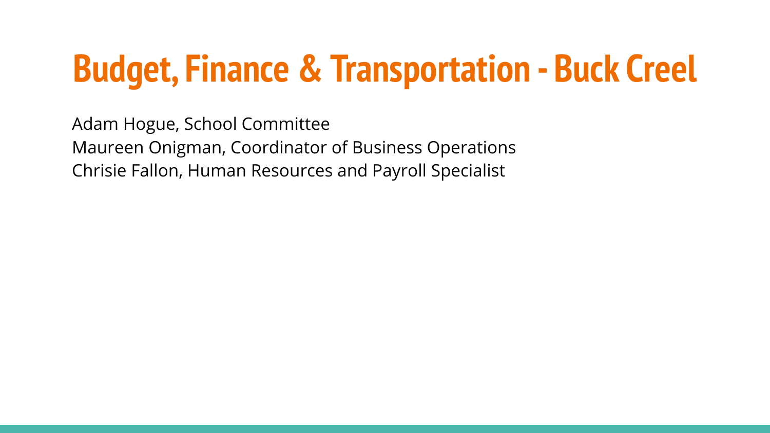# Budget, Finance & Transportation - Buck Creel

Adam Hogue, School Committee
Maureen Onigman, Coordinator of Business Operations
Chrisie Fallon, Human Resources and Payroll Specialist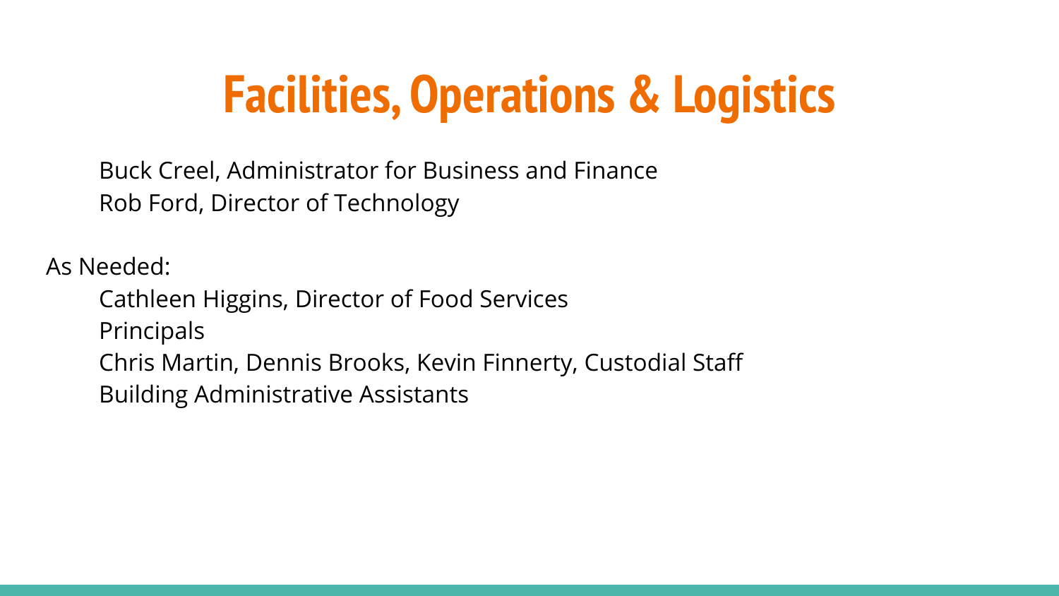# Facilities, Operations & Logistics

Buck Creel, Administrator for Business and Finance
Rob Ford, Director of Technology

As Needed:

Cathleen Higgins, Director of Food Services
Principals
Chris Martin, Dennis Brooks, Kevin Finnerty, Custodial Staff
Building Administrative Assistants